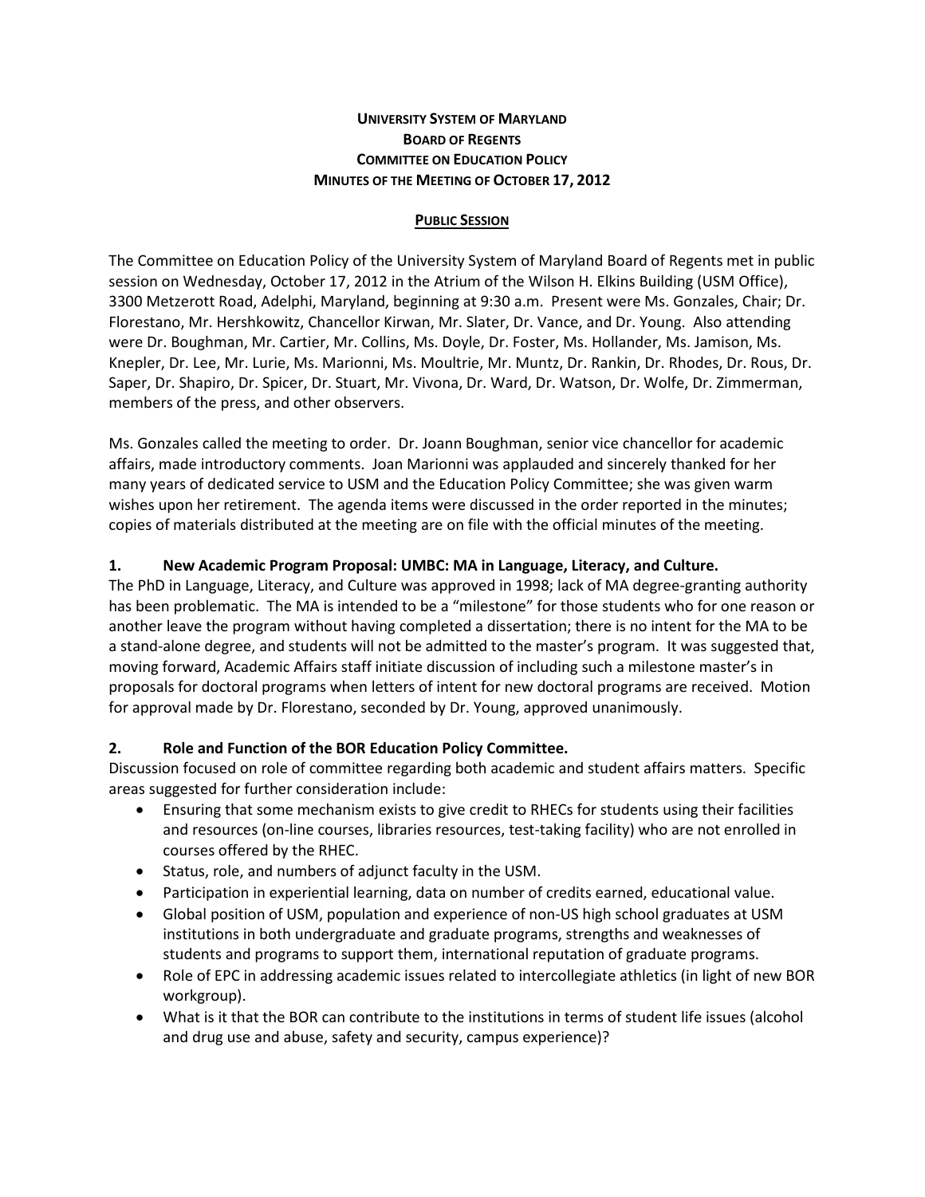**UNIVERSITY SYSTEM OF MARYLAND**
**BOARD OF REGENTS**
**COMMITTEE ON EDUCATION POLICY**
**MINUTES OF THE MEETING OF OCTOBER 17, 2012**

**PUBLIC SESSION**

The Committee on Education Policy of the University System of Maryland Board of Regents met in public session on Wednesday, October 17, 2012 in the Atrium of the Wilson H. Elkins Building (USM Office), 3300 Metzerott Road, Adelphi, Maryland, beginning at 9:30 a.m. Present were Ms. Gonzales, Chair; Dr. Florestano, Mr. Hershkowitz, Chancellor Kirwan, Mr. Slater, Dr. Vance, and Dr. Young. Also attending were Dr. Boughman, Mr. Cartier, Mr. Collins, Ms. Doyle, Dr. Foster, Ms. Hollander, Ms. Jamison, Ms. Knepler, Dr. Lee, Mr. Lurie, Ms. Marionni, Ms. Moultrie, Mr. Muntz, Dr. Rankin, Dr. Rhodes, Dr. Rous, Dr. Saper, Dr. Shapiro, Dr. Spicer, Dr. Stuart, Mr. Vivona, Dr. Ward, Dr. Watson, Dr. Wolfe, Dr. Zimmerman, members of the press, and other observers.

Ms. Gonzales called the meeting to order. Dr. Joann Boughman, senior vice chancellor for academic affairs, made introductory comments. Joan Marionni was applauded and sincerely thanked for her many years of dedicated service to USM and the Education Policy Committee; she was given warm wishes upon her retirement. The agenda items were discussed in the order reported in the minutes; copies of materials distributed at the meeting are on file with the official minutes of the meeting.

**1. New Academic Program Proposal: UMBC: MA in Language, Literacy, and Culture.**

The PhD in Language, Literacy, and Culture was approved in 1998; lack of MA degree-granting authority has been problematic. The MA is intended to be a "milestone" for those students who for one reason or another leave the program without having completed a dissertation; there is no intent for the MA to be a stand-alone degree, and students will not be admitted to the master's program. It was suggested that, moving forward, Academic Affairs staff initiate discussion of including such a milestone master's in proposals for doctoral programs when letters of intent for new doctoral programs are received. Motion for approval made by Dr. Florestano, seconded by Dr. Young, approved unanimously.

**2. Role and Function of the BOR Education Policy Committee.**

Discussion focused on role of committee regarding both academic and student affairs matters. Specific areas suggested for further consideration include:

- Ensuring that some mechanism exists to give credit to RHECs for students using their facilities and resources (on-line courses, libraries resources, test-taking facility) who are not enrolled in courses offered by the RHEC.
- Status, role, and numbers of adjunct faculty in the USM.
- Participation in experiential learning, data on number of credits earned, educational value.
- Global position of USM, population and experience of non-US high school graduates at USM institutions in both undergraduate and graduate programs, strengths and weaknesses of students and programs to support them, international reputation of graduate programs.
- Role of EPC in addressing academic issues related to intercollegiate athletics (in light of new BOR workgroup).
- What is it that the BOR can contribute to the institutions in terms of student life issues (alcohol and drug use and abuse, safety and security, campus experience)?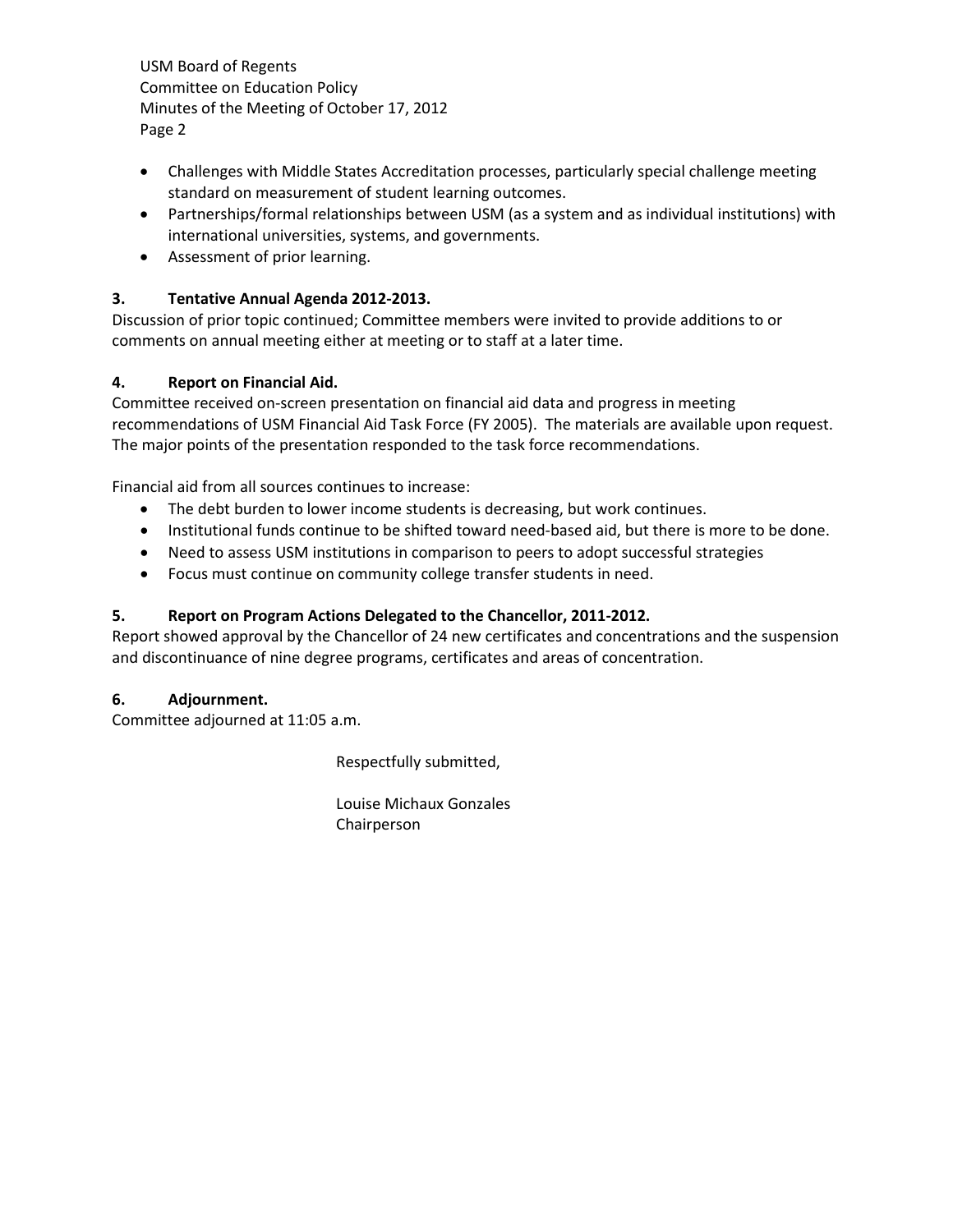- Challenges with Middle States Accreditation processes, particularly special challenge meeting standard on measurement of student learning outcomes.
- Partnerships/formal relationships between USM (as a system and as individual institutions) with international universities, systems, and governments.
- Assessment of prior learning.

**3. Tentative Annual Agenda 2012-2013.**

Discussion of prior topic continued; Committee members were invited to provide additions to or comments on annual meeting either at meeting or to staff at a later time.

**4. Report on Financial Aid.**

Committee received on-screen presentation on financial aid data and progress in meeting recommendations of USM Financial Aid Task Force (FY 2005). The materials are available upon request. The major points of the presentation responded to the task force recommendations.

Financial aid from all sources continues to increase:

- The debt burden to lower income students is decreasing, but work continues.
- Institutional funds continue to be shifted toward need-based aid, but there is more to be done.
- Need to assess USM institutions in comparison to peers to adopt successful strategies
- Focus must continue on community college transfer students in need.

**5. Report on Program Actions Delegated to the Chancellor, 2011-2012.**

Report showed approval by the Chancellor of 24 new certificates and concentrations and the suspension and discontinuance of nine degree programs, certificates and areas of concentration.

**6. Adjournment.**

Committee adjourned at 11:05 a.m.

Respectfully submitted,

Louise Michaux Gonzales
Chairperson